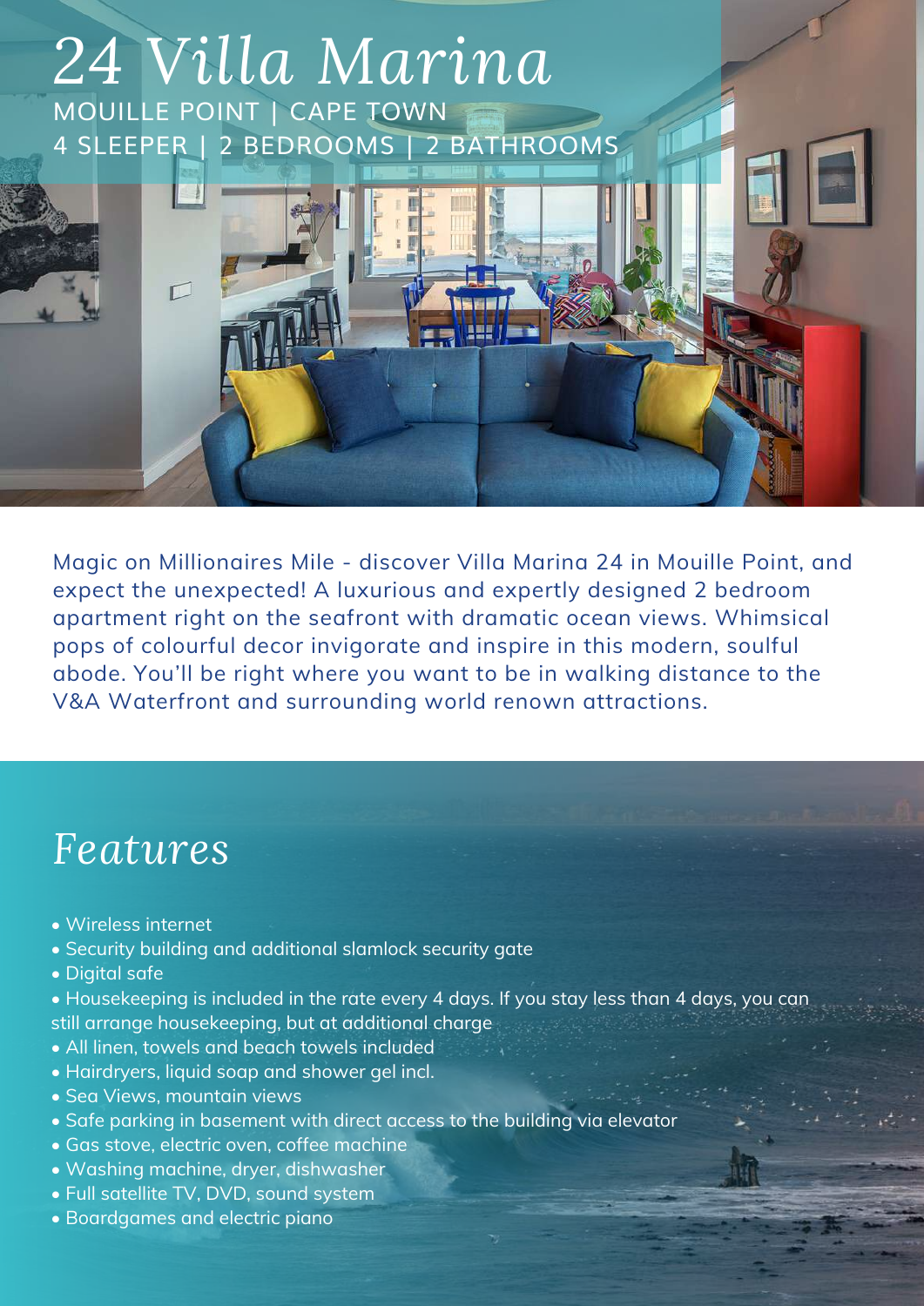# 24 Villa Marina

MOUILLE POINT | CAPE TOWN
4 SLEEPER | 2 BEDROOMS | 2 BATHROOMS

Magic on Millionaires Mile - discover Villa Marina 24 in Mouille Point, and expect the unexpected! A luxurious and expertly designed 2 bedroom apartment right on the seafront with dramatic ocean views. Whimsical pops of colourful decor invigorate and inspire in this modern, soulful abode. You'll be right where you want to be in walking distance to the V&A Waterfront and surrounding world renown attractions.

## Features

- Wireless internet
- Security building and additional slamlock security gate
- Digital safe
- Housekeeping is included in the rate every 4 days. If you stay less than 4 days, you can still arrange housekeeping, but at additional charge
- All linen, towels and beach towels included
- Hairdryers, liquid soap and shower gel incl.
- Sea Views, mountain views
- Safe parking in basement with direct access to the building via elevator
- Gas stove, electric oven, coffee machine
- Washing machine, dryer, dishwasher
- Full satellite TV, DVD, sound system
- Boardgames and electric piano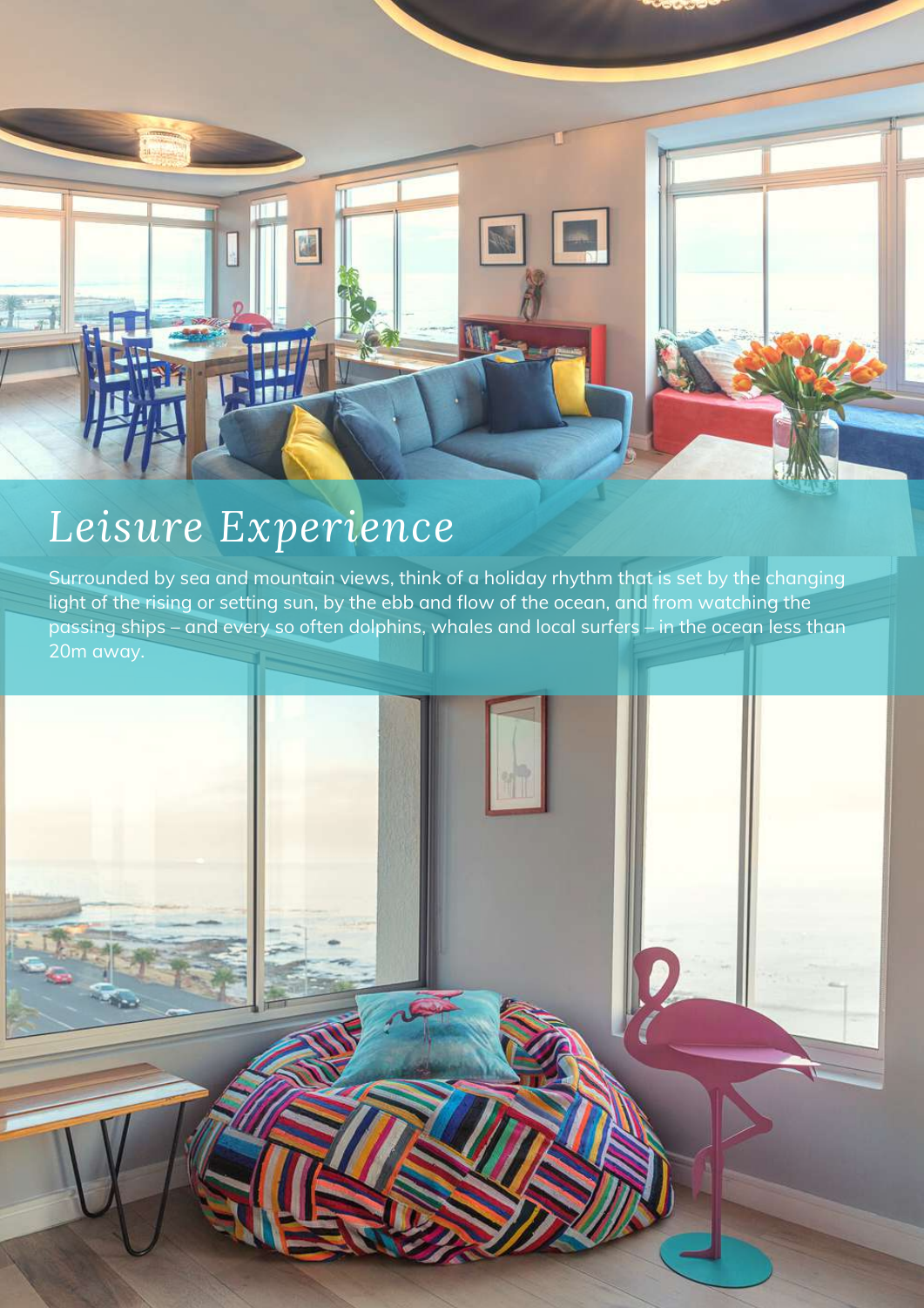# Leisure Experience

Surrounded by sea and mountain views, think of a holiday rhythm that is set by the changing light of the rising or setting sun, by the ebb and flow of the ocean, and from watching the passing ships – and every so often dolphins, whales and local surfers – in the ocean less than 20m away.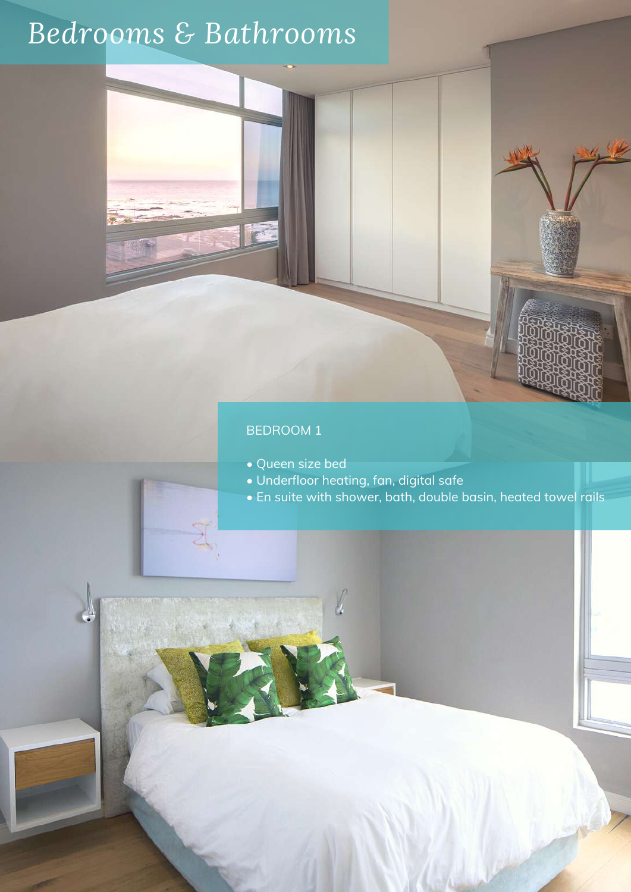# *Bedrooms & Bathrooms*

BEDROOM 1

- Queen size bed
- Underfloor heating, fan, digital safe
- En suite with shower, bath, double basin, heated towel rails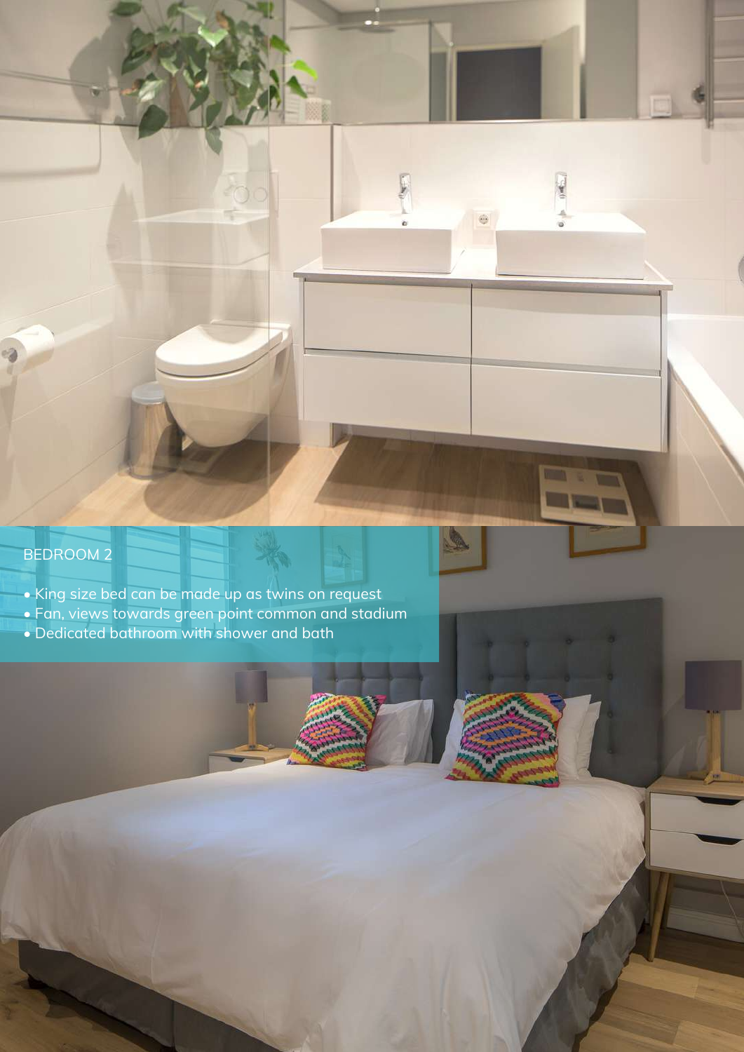BEDROOM 2

- King size bed can be made up as twins on request
- Fan, views towards green point common and stadium
- Dedicated bathroom with shower and bath